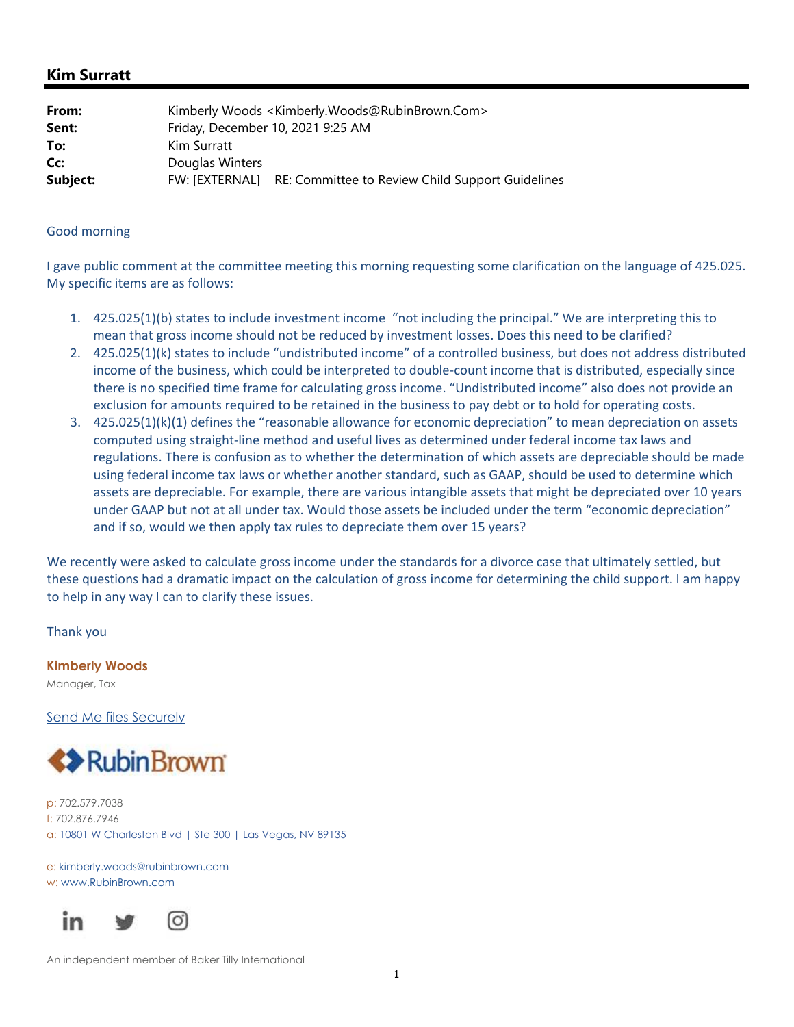## Kim Surratt

**From:** Kimberly Woods <Kimberly.Woods@RubinBrown.Com>
**Sent:** Friday, December 10, 2021 9:25 AM
**To:** Kim Surratt
**Cc:** Douglas Winters
**Subject:** FW: [EXTERNAL] RE: Committee to Review Child Support Guidelines

Good morning

I gave public comment at the committee meeting this morning requesting some clarification on the language of 425.025. My specific items are as follows:

1. 425.025(1)(b) states to include investment income "not including the principal." We are interpreting this to mean that gross income should not be reduced by investment losses. Does this need to be clarified?
2. 425.025(1)(k) states to include "undistributed income" of a controlled business, but does not address distributed income of the business, which could be interpreted to double-count income that is distributed, especially since there is no specified time frame for calculating gross income. "Undistributed income" also does not provide an exclusion for amounts required to be retained in the business to pay debt or to hold for operating costs.
3. 425.025(1)(k)(1) defines the "reasonable allowance for economic depreciation" to mean depreciation on assets computed using straight-line method and useful lives as determined under federal income tax laws and regulations. There is confusion as to whether the determination of which assets are depreciable should be made using federal income tax laws or whether another standard, such as GAAP, should be used to determine which assets are depreciable. For example, there are various intangible assets that might be depreciated over 10 years under GAAP but not at all under tax. Would those assets be included under the term "economic depreciation" and if so, would we then apply tax rules to depreciate them over 15 years?

We recently were asked to calculate gross income under the standards for a divorce case that ultimately settled, but these questions had a dramatic impact on the calculation of gross income for determining the child support. I am happy to help in any way I can to clarify these issues.

Thank you

**Kimberly Woods**
Manager, Tax

Send Me files Securely

RubinBrown

p: 702.579.7038
f: 702.876.7946
a: 10801 W Charleston Blvd | Ste 300 | Las Vegas, NV 89135

e: kimberly.woods@rubinbrown.com
w: www.RubinBrown.com

An independent member of Baker Tilly International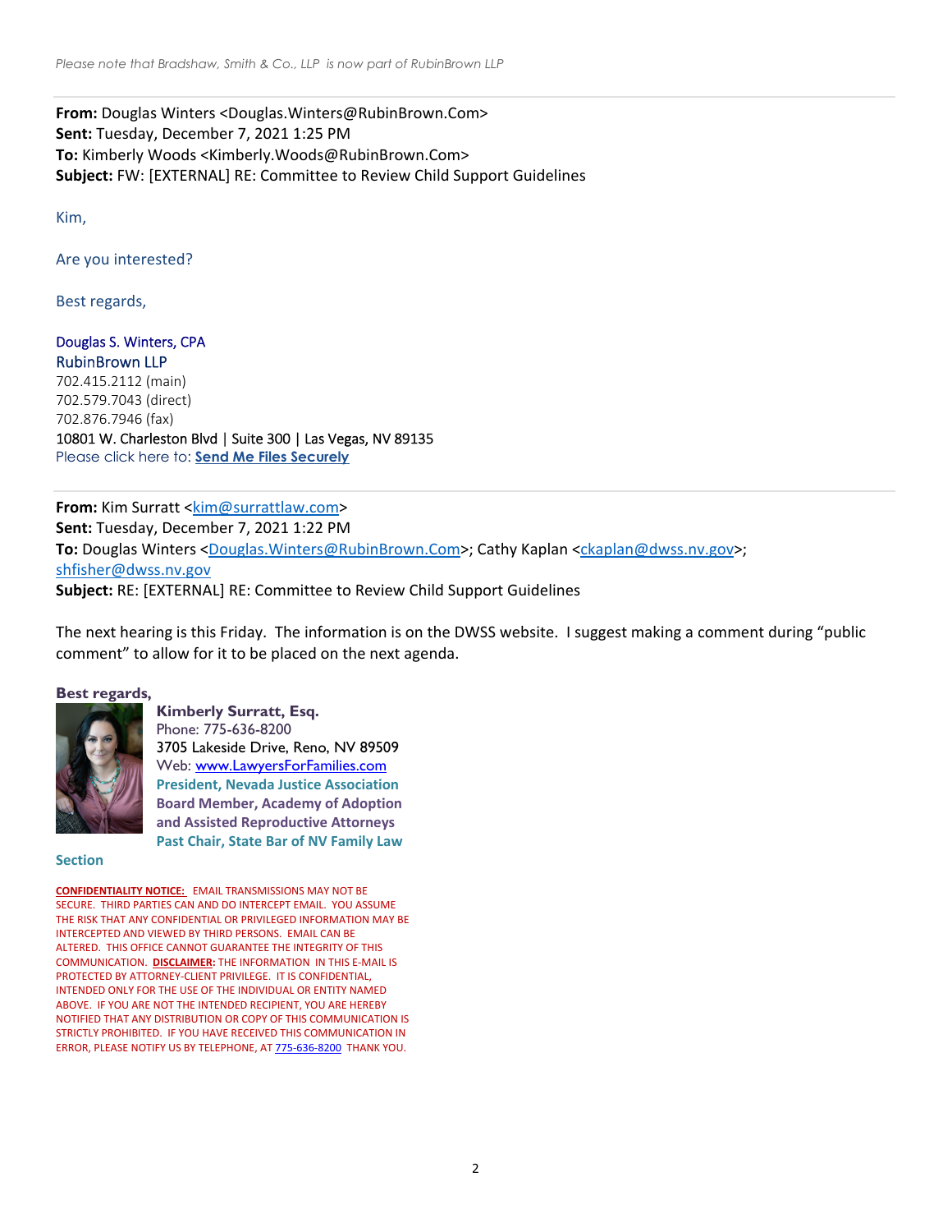*Please note that Bradshaw, Smith & Co., LLP is now part of RubinBrown LLP*

---

**From:** Douglas Winters <Douglas.Winters@RubinBrown.Com>
**Sent:** Tuesday, December 7, 2021 1:25 PM
**To:** Kimberly Woods <Kimberly.Woods@RubinBrown.Com>
**Subject:** FW: [EXTERNAL] RE: Committee to Review Child Support Guidelines

Kim,

Are you interested?

Best regards,

Douglas S. Winters, CPA
RubinBrown LLP
702.415.2112 (main)
702.579.7043 (direct)
702.876.7946 (fax)
10801 W. Charleston Blvd | Suite 300 | Las Vegas, NV 89135
Please click here to: **Send Me Files Securely**

---

**From:** Kim Surratt <kim@surrattlaw.com>
**Sent:** Tuesday, December 7, 2021 1:22 PM
**To:** Douglas Winters <Douglas.Winters@RubinBrown.Com>; Cathy Kaplan <ckaplan@dwss.nv.gov>; shfisher@dwss.nv.gov
**Subject:** RE: [EXTERNAL] RE: Committee to Review Child Support Guidelines

The next hearing is this Friday. The information is on the DWSS website. I suggest making a comment during "public comment" to allow for it to be placed on the next agenda.

**Best regards,**

**Kimberly Surratt, Esq.**
Phone: 775-636-8200
3705 Lakeside Drive, Reno, NV 89509
Web: www.LawyersForFamilies.com
**President, Nevada Justice Association**
**Board Member, Academy of Adoption and Assisted Reproductive Attorneys**
**Past Chair, State Bar of NV Family Law Section**

**CONFIDENTIALITY NOTICE:** EMAIL TRANSMISSIONS MAY NOT BE SECURE. THIRD PARTIES CAN AND DO INTERCEPT EMAIL. YOU ASSUME THE RISK THAT ANY CONFIDENTIAL OR PRIVILEGED INFORMATION MAY BE INTERCEPTED AND VIEWED BY THIRD PERSONS. EMAIL CAN BE ALTERED. THIS OFFICE CANNOT GUARANTEE THE INTEGRITY OF THIS COMMUNICATION. **DISCLAIMER:** THE INFORMATION IN THIS E-MAIL IS PROTECTED BY ATTORNEY-CLIENT PRIVILEGE. IT IS CONFIDENTIAL, INTENDED ONLY FOR THE USE OF THE INDIVIDUAL OR ENTITY NAMED ABOVE. IF YOU ARE NOT THE INTENDED RECIPIENT, YOU ARE HEREBY NOTIFIED THAT ANY DISTRIBUTION OR COPY OF THIS COMMUNICATION IS STRICTLY PROHIBITED. IF YOU HAVE RECEIVED THIS COMMUNICATION IN ERROR, PLEASE NOTIFY US BY TELEPHONE, AT 775-636-8200 THANK YOU.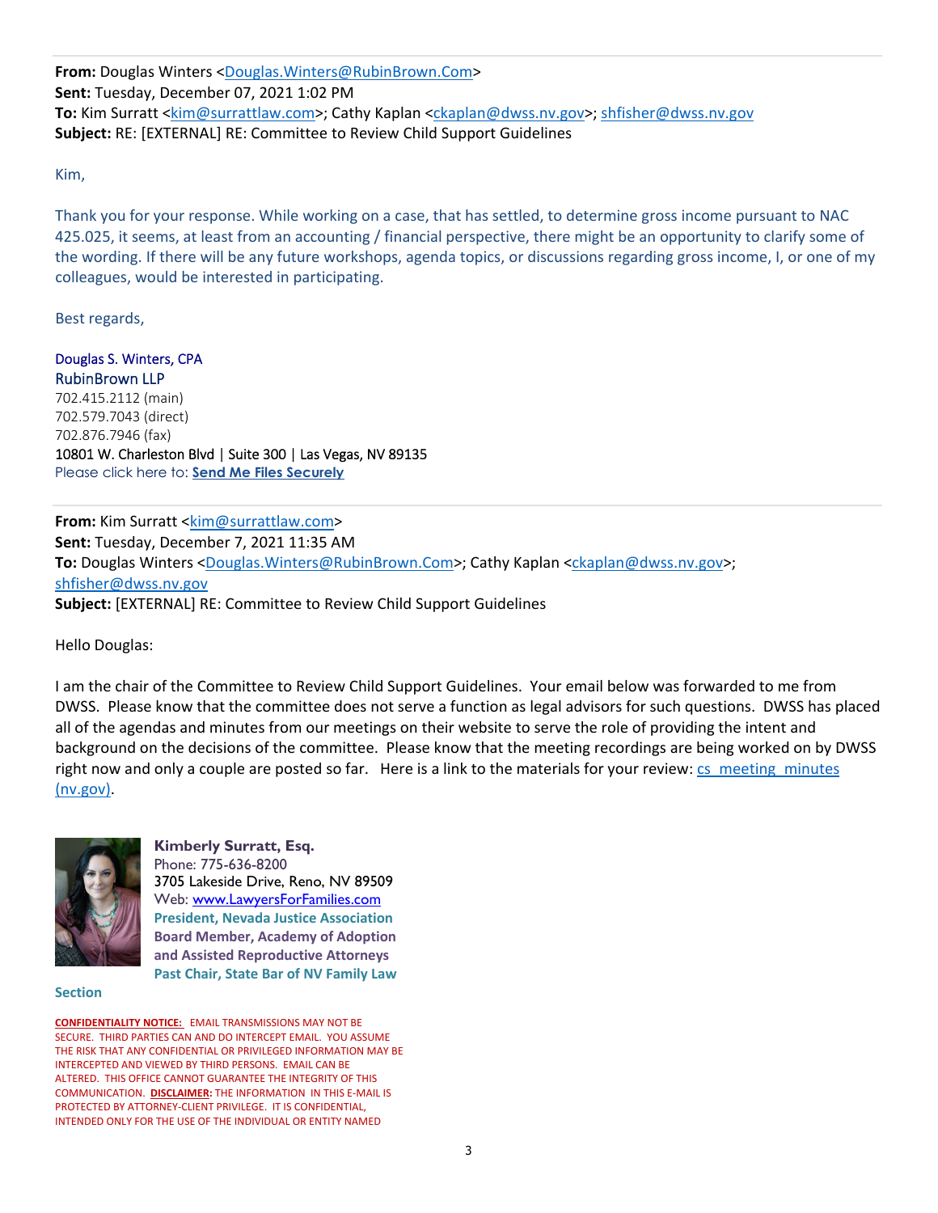**From:** Douglas Winters <Douglas.Winters@RubinBrown.Com>
**Sent:** Tuesday, December 07, 2021 1:02 PM
**To:** Kim Surratt <kim@surrattlaw.com>; Cathy Kaplan <ckaplan@dwss.nv.gov>; shfisher@dwss.nv.gov
**Subject:** RE: [EXTERNAL] RE: Committee to Review Child Support Guidelines

Kim,

Thank you for your response. While working on a case, that has settled, to determine gross income pursuant to NAC 425.025, it seems, at least from an accounting / financial perspective, there might be an opportunity to clarify some of the wording. If there will be any future workshops, agenda topics, or discussions regarding gross income, I, or one of my colleagues, would be interested in participating.

Best regards,

Douglas S. Winters, CPA
RubinBrown LLP
702.415.2112 (main)
702.579.7043 (direct)
702.876.7946 (fax)
10801 W. Charleston Blvd | Suite 300 | Las Vegas, NV 89135
Please click here to: **Send Me Files Securely**

---

**From:** Kim Surratt <kim@surrattlaw.com>
**Sent:** Tuesday, December 7, 2021 11:35 AM
**To:** Douglas Winters <Douglas.Winters@RubinBrown.Com>; Cathy Kaplan <ckaplan@dwss.nv.gov>; shfisher@dwss.nv.gov
**Subject:** [EXTERNAL] RE: Committee to Review Child Support Guidelines

Hello Douglas:

I am the chair of the Committee to Review Child Support Guidelines. Your email below was forwarded to me from DWSS. Please know that the committee does not serve a function as legal advisors for such questions. DWSS has placed all of the agendas and minutes from our meetings on their website to serve the role of providing the intent and background on the decisions of the committee. Please know that the meeting recordings are being worked on by DWSS right now and only a couple are posted so far. Here is a link to the materials for your review: cs_meeting_minutes (nv.gov).

**Kimberly Surratt, Esq.**
Phone: 775-636-8200
3705 Lakeside Drive, Reno, NV 89509
Web: www.LawyersForFamilies.com
**President, Nevada Justice Association**
**Board Member, Academy of Adoption and Assisted Reproductive Attorneys**
**Past Chair, State Bar of NV Family Law Section**

**CONFIDENTIALITY NOTICE:** EMAIL TRANSMISSIONS MAY NOT BE SECURE. THIRD PARTIES CAN AND DO INTERCEPT EMAIL. YOU ASSUME THE RISK THAT ANY CONFIDENTIAL OR PRIVILEGED INFORMATION MAY BE INTERCEPTED AND VIEWED BY THIRD PERSONS. EMAIL CAN BE ALTERED. THIS OFFICE CANNOT GUARANTEE THE INTEGRITY OF THIS COMMUNICATION. **DISCLAIMER:** THE INFORMATION IN THIS E-MAIL IS PROTECTED BY ATTORNEY-CLIENT PRIVILEGE. IT IS CONFIDENTIAL, INTENDED ONLY FOR THE USE OF THE INDIVIDUAL OR ENTITY NAMED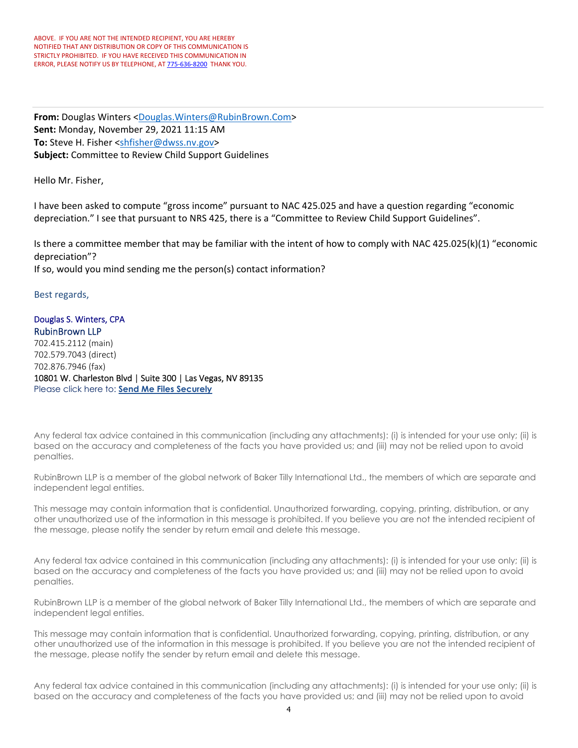ABOVE. IF YOU ARE NOT THE INTENDED RECIPIENT, YOU ARE HEREBY NOTIFIED THAT ANY DISTRIBUTION OR COPY OF THIS COMMUNICATION IS STRICTLY PROHIBITED. IF YOU HAVE RECEIVED THIS COMMUNICATION IN ERROR, PLEASE NOTIFY US BY TELEPHONE, AT 775-636-8200 THANK YOU.

---

**From:** Douglas Winters <Douglas.Winters@RubinBrown.Com>
**Sent:** Monday, November 29, 2021 11:15 AM
**To:** Steve H. Fisher <shfisher@dwss.nv.gov>
**Subject:** Committee to Review Child Support Guidelines

Hello Mr. Fisher,

I have been asked to compute "gross income" pursuant to NAC 425.025 and have a question regarding "economic depreciation." I see that pursuant to NRS 425, there is a "Committee to Review Child Support Guidelines".

Is there a committee member that may be familiar with the intent of how to comply with NAC 425.025(k)(1) "economic depreciation"?
If so, would you mind sending me the person(s) contact information?

Best regards,

Douglas S. Winters, CPA
RubinBrown LLP
702.415.2112 (main)
702.579.7043 (direct)
702.876.7946 (fax)
10801 W. Charleston Blvd | Suite 300 | Las Vegas, NV 89135
Please click here to: **Send Me Files Securely**

Any federal tax advice contained in this communication (including any attachments): (i) is intended for your use only; (ii) is based on the accuracy and completeness of the facts you have provided us; and (iii) may not be relied upon to avoid penalties.

RubinBrown LLP is a member of the global network of Baker Tilly International Ltd., the members of which are separate and independent legal entities.

This message may contain information that is confidential. Unauthorized forwarding, copying, printing, distribution, or any other unauthorized use of the information in this message is prohibited. If you believe you are not the intended recipient of the message, please notify the sender by return email and delete this message.

Any federal tax advice contained in this communication (including any attachments): (i) is intended for your use only; (ii) is based on the accuracy and completeness of the facts you have provided us; and (iii) may not be relied upon to avoid penalties.

RubinBrown LLP is a member of the global network of Baker Tilly International Ltd., the members of which are separate and independent legal entities.

This message may contain information that is confidential. Unauthorized forwarding, copying, printing, distribution, or any other unauthorized use of the information in this message is prohibited. If you believe you are not the intended recipient of the message, please notify the sender by return email and delete this message.

Any federal tax advice contained in this communication (including any attachments): (i) is intended for your use only; (ii) is based on the accuracy and completeness of the facts you have provided us; and (iii) may not be relied upon to avoid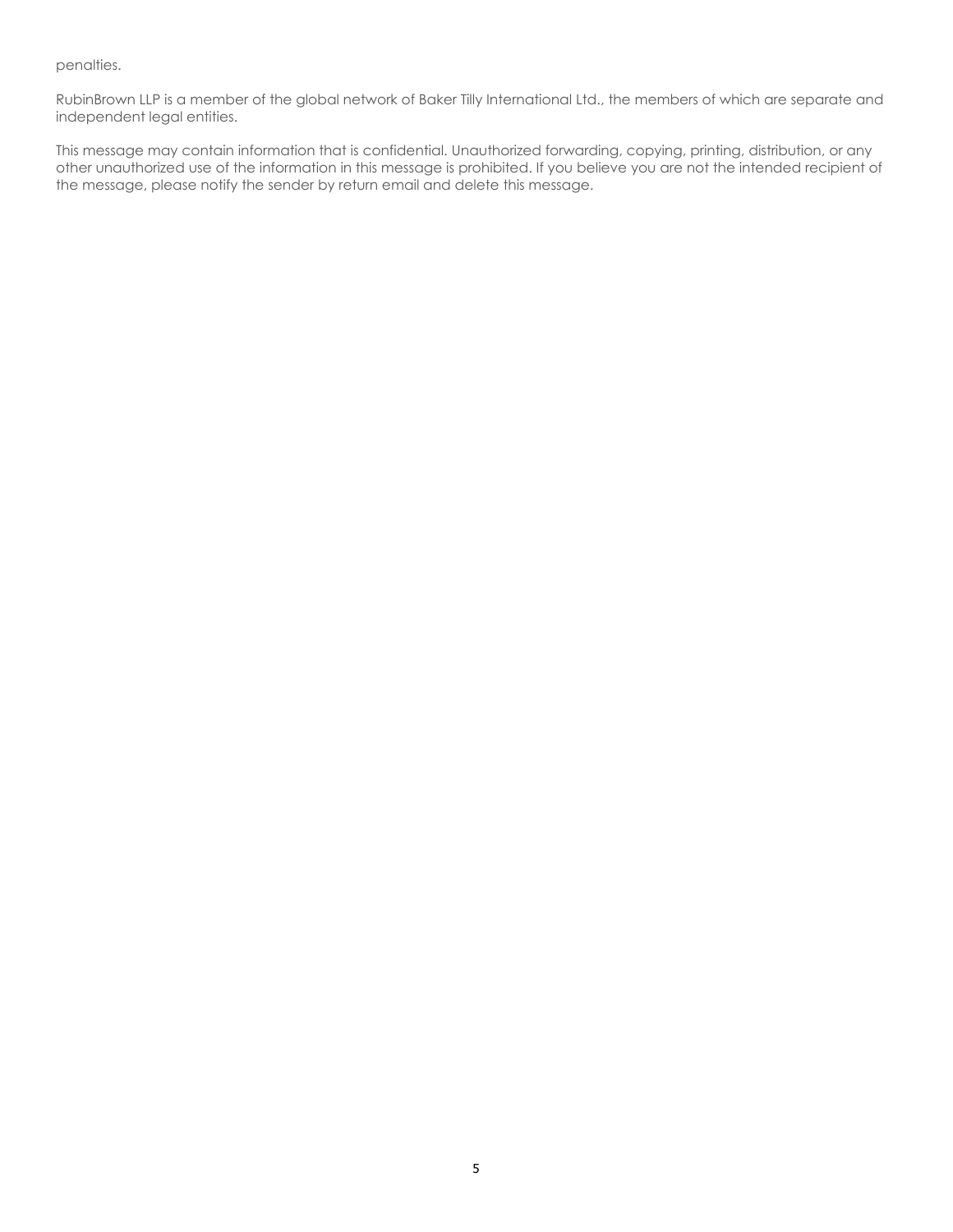penalties.

RubinBrown LLP is a member of the global network of Baker Tilly International Ltd., the members of which are separate and independent legal entities.

This message may contain information that is confidential. Unauthorized forwarding, copying, printing, distribution, or any other unauthorized use of the information in this message is prohibited. If you believe you are not the intended recipient of the message, please notify the sender by return email and delete this message.